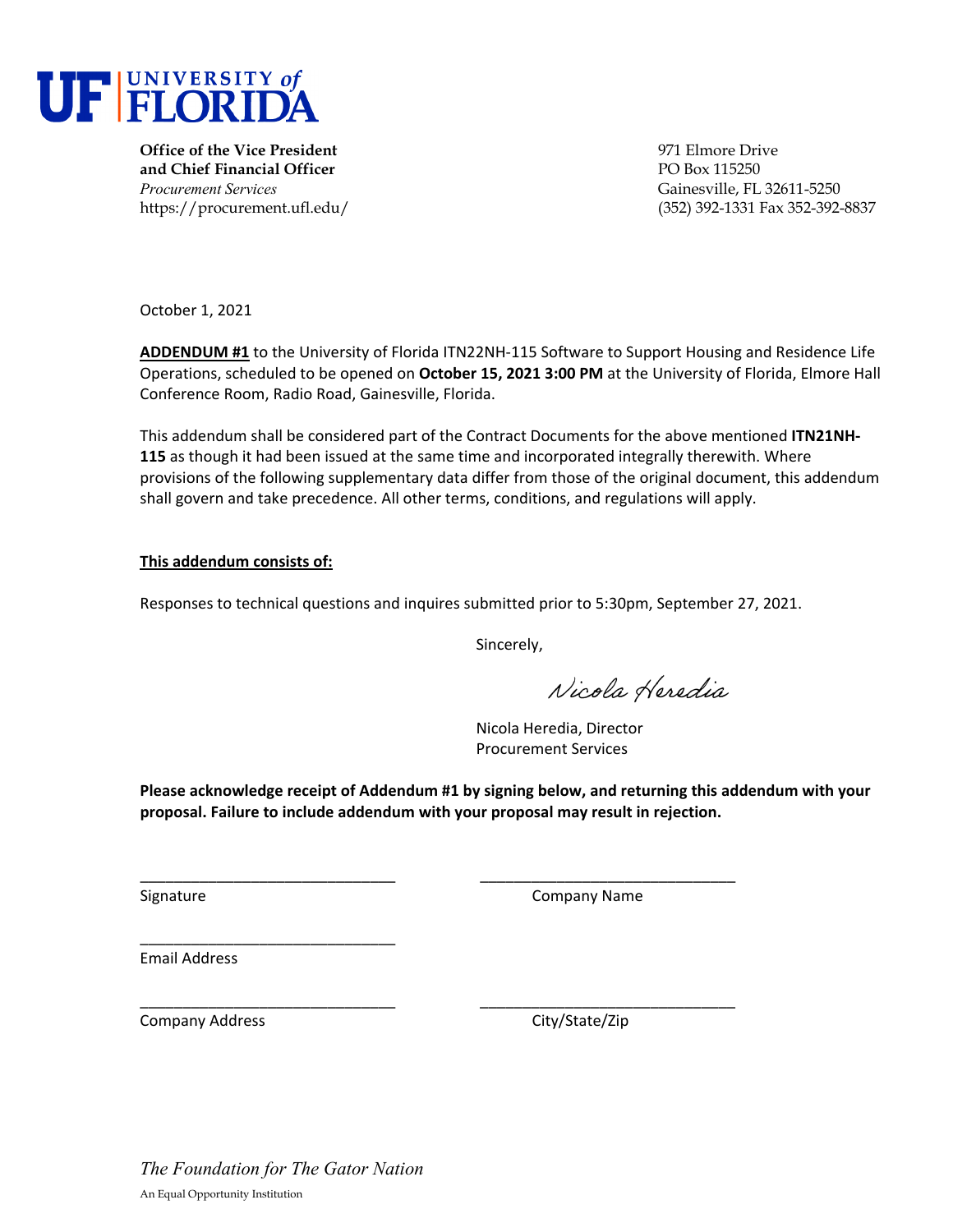**UF | UNIVERSITY of FLORIDA**

**Office of the Vice President**
**and Chief Financial Officer**
*Procurement Services*
https://procurement.ufl.edu/

971 Elmore Drive
PO Box 115250
Gainesville, FL 32611-5250
(352) 392-1331 Fax 352-392-8837

October 1, 2021

**ADDENDUM #1** to the University of Florida ITN22NH-115 Software to Support Housing and Residence Life Operations, scheduled to be opened on **October 15, 2021 3:00 PM** at the University of Florida, Elmore Hall Conference Room, Radio Road, Gainesville, Florida.

This addendum shall be considered part of the Contract Documents for the above mentioned **ITN21NH-115** as though it had been issued at the same time and incorporated integrally therewith. Where provisions of the following supplementary data differ from those of the original document, this addendum shall govern and take precedence. All other terms, conditions, and regulations will apply.

**This addendum consists of:**

Responses to technical questions and inquires submitted prior to 5:30pm, September 27, 2021.

Sincerely,

*Nicola Heredia*

Nicola Heredia, Director
Procurement Services

**Please acknowledge receipt of Addendum #1 by signing below, and returning this addendum with your proposal. Failure to include addendum with your proposal may result in rejection.**

______________________________ ______________________________
Signature Company Name

______________________________
Email Address

______________________________ ______________________________
Company Address City/State/Zip

*The Foundation for The Gator Nation*

An Equal Opportunity Institution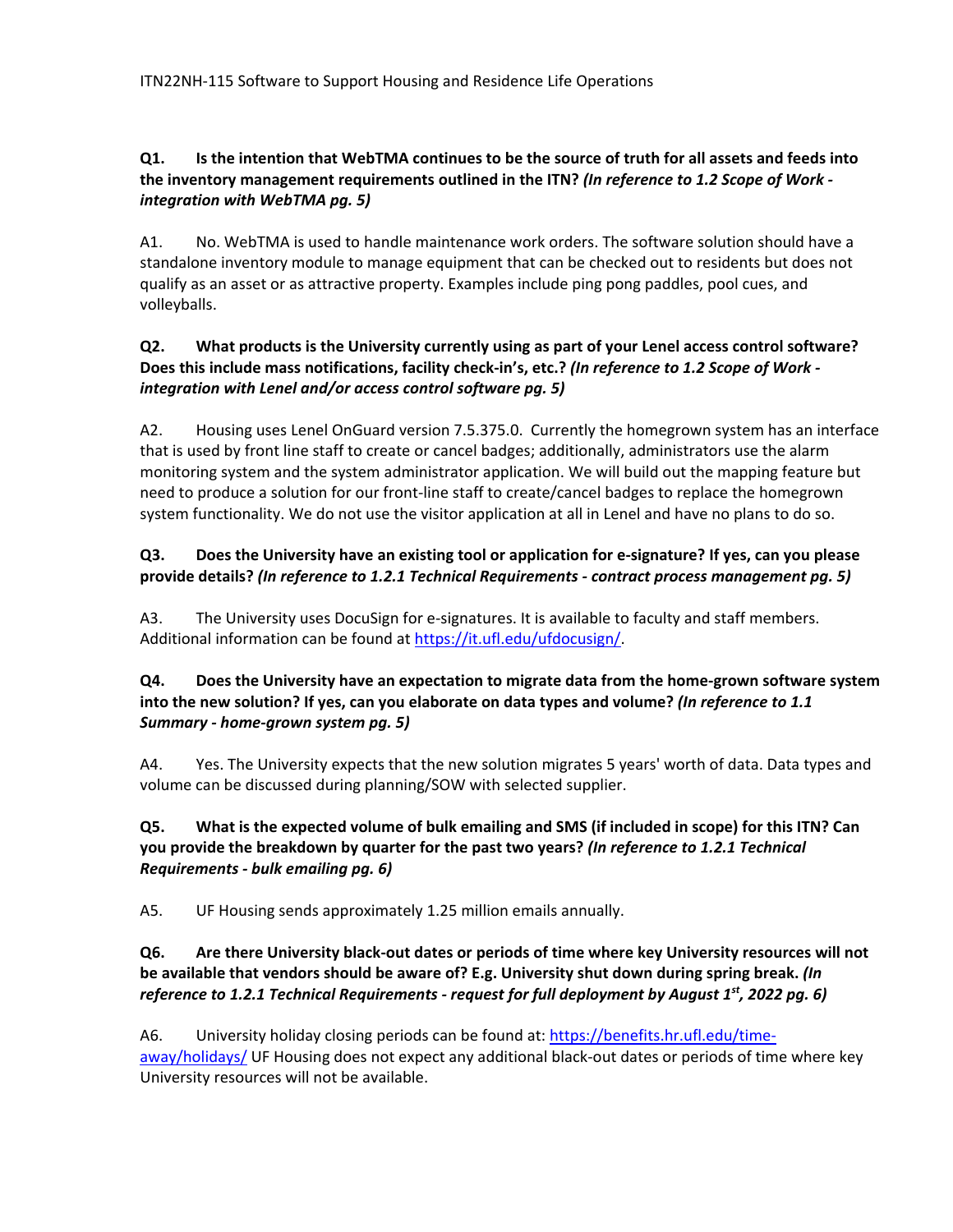ITN22NH-115 Software to Support Housing and Residence Life Operations

**Q1. Is the intention that WebTMA continues to be the source of truth for all assets and feeds into the inventory management requirements outlined in the ITN?** ***(In reference to 1.2 Scope of Work - integration with WebTMA pg. 5)***

A1. No. WebTMA is used to handle maintenance work orders. The software solution should have a standalone inventory module to manage equipment that can be checked out to residents but does not qualify as an asset or as attractive property. Examples include ping pong paddles, pool cues, and volleyballs.

**Q2. What products is the University currently using as part of your Lenel access control software? Does this include mass notifications, facility check-in's, etc.?** ***(In reference to 1.2 Scope of Work - integration with Lenel and/or access control software pg. 5)***

A2. Housing uses Lenel OnGuard version 7.5.375.0. Currently the homegrown system has an interface that is used by front line staff to create or cancel badges; additionally, administrators use the alarm monitoring system and the system administrator application. We will build out the mapping feature but need to produce a solution for our front-line staff to create/cancel badges to replace the homegrown system functionality. We do not use the visitor application at all in Lenel and have no plans to do so.

**Q3. Does the University have an existing tool or application for e-signature? If yes, can you please provide details?** ***(In reference to 1.2.1 Technical Requirements - contract process management pg. 5)***

A3. The University uses DocuSign for e-signatures. It is available to faculty and staff members. Additional information can be found at [https://it.ufl.edu/ufdocusign/](https://it.ufl.edu/ufdocusign/).

**Q4. Does the University have an expectation to migrate data from the home-grown software system into the new solution? If yes, can you elaborate on data types and volume?** ***(In reference to 1.1 Summary - home-grown system pg. 5)***

A4. Yes. The University expects that the new solution migrates 5 years' worth of data. Data types and volume can be discussed during planning/SOW with selected supplier.

**Q5. What is the expected volume of bulk emailing and SMS (if included in scope) for this ITN? Can you provide the breakdown by quarter for the past two years?** ***(In reference to 1.2.1 Technical Requirements - bulk emailing pg. 6)***

A5. UF Housing sends approximately 1.25 million emails annually.

**Q6. Are there University black-out dates or periods of time where key University resources will not be available that vendors should be aware of? E.g. University shut down during spring break.** ***(In reference to 1.2.1 Technical Requirements - request for full deployment by August 1st, 2022 pg. 6)***

A6. University holiday closing periods can be found at: [https://benefits.hr.ufl.edu/time-away/holidays/](https://benefits.hr.ufl.edu/time-away/holidays/) UF Housing does not expect any additional black-out dates or periods of time where key University resources will not be available.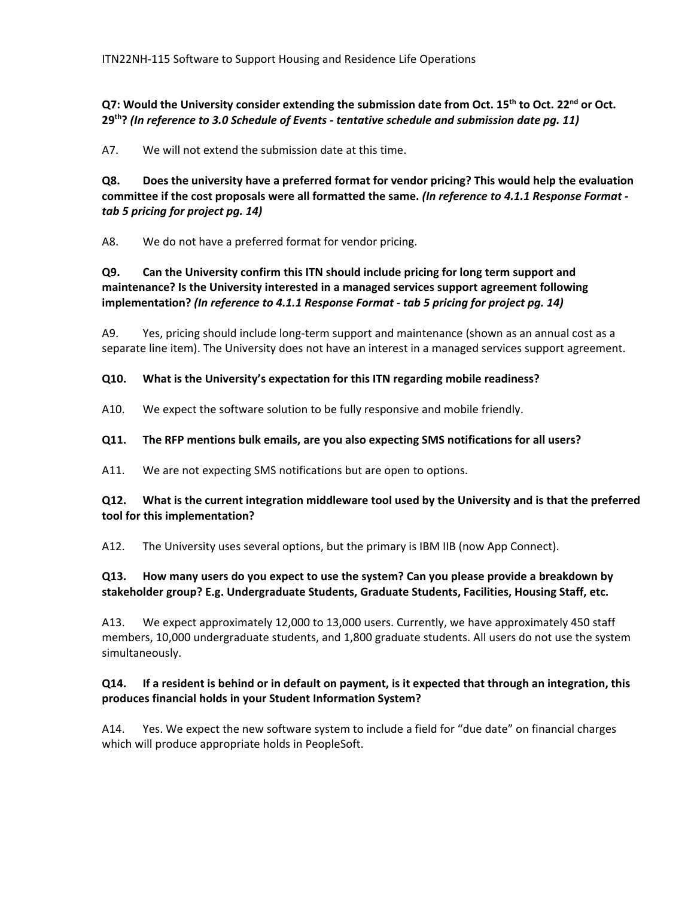**Q7: Would the University consider extending the submission date from Oct. 15th to Oct. 22nd or Oct. 29th? *(In reference to 3.0 Schedule of Events - tentative schedule and submission date pg. 11)***

A7. We will not extend the submission date at this time.

**Q8. Does the university have a preferred format for vendor pricing? This would help the evaluation committee if the cost proposals were all formatted the same. *(In reference to 4.1.1 Response Format - tab 5 pricing for project pg. 14)***

A8. We do not have a preferred format for vendor pricing.

**Q9. Can the University confirm this ITN should include pricing for long term support and maintenance? Is the University interested in a managed services support agreement following implementation? *(In reference to 4.1.1 Response Format - tab 5 pricing for project pg. 14)***

A9. Yes, pricing should include long-term support and maintenance (shown as an annual cost as a separate line item). The University does not have an interest in a managed services support agreement.

**Q10. What is the University's expectation for this ITN regarding mobile readiness?**

A10. We expect the software solution to be fully responsive and mobile friendly.

**Q11. The RFP mentions bulk emails, are you also expecting SMS notifications for all users?**

A11. We are not expecting SMS notifications but are open to options.

**Q12. What is the current integration middleware tool used by the University and is that the preferred tool for this implementation?**

A12. The University uses several options, but the primary is IBM IIB (now App Connect).

**Q13. How many users do you expect to use the system? Can you please provide a breakdown by stakeholder group? E.g. Undergraduate Students, Graduate Students, Facilities, Housing Staff, etc.**

A13. We expect approximately 12,000 to 13,000 users. Currently, we have approximately 450 staff members, 10,000 undergraduate students, and 1,800 graduate students. All users do not use the system simultaneously.

**Q14. If a resident is behind or in default on payment, is it expected that through an integration, this produces financial holds in your Student Information System?**

A14. Yes. We expect the new software system to include a field for "due date" on financial charges which will produce appropriate holds in PeopleSoft.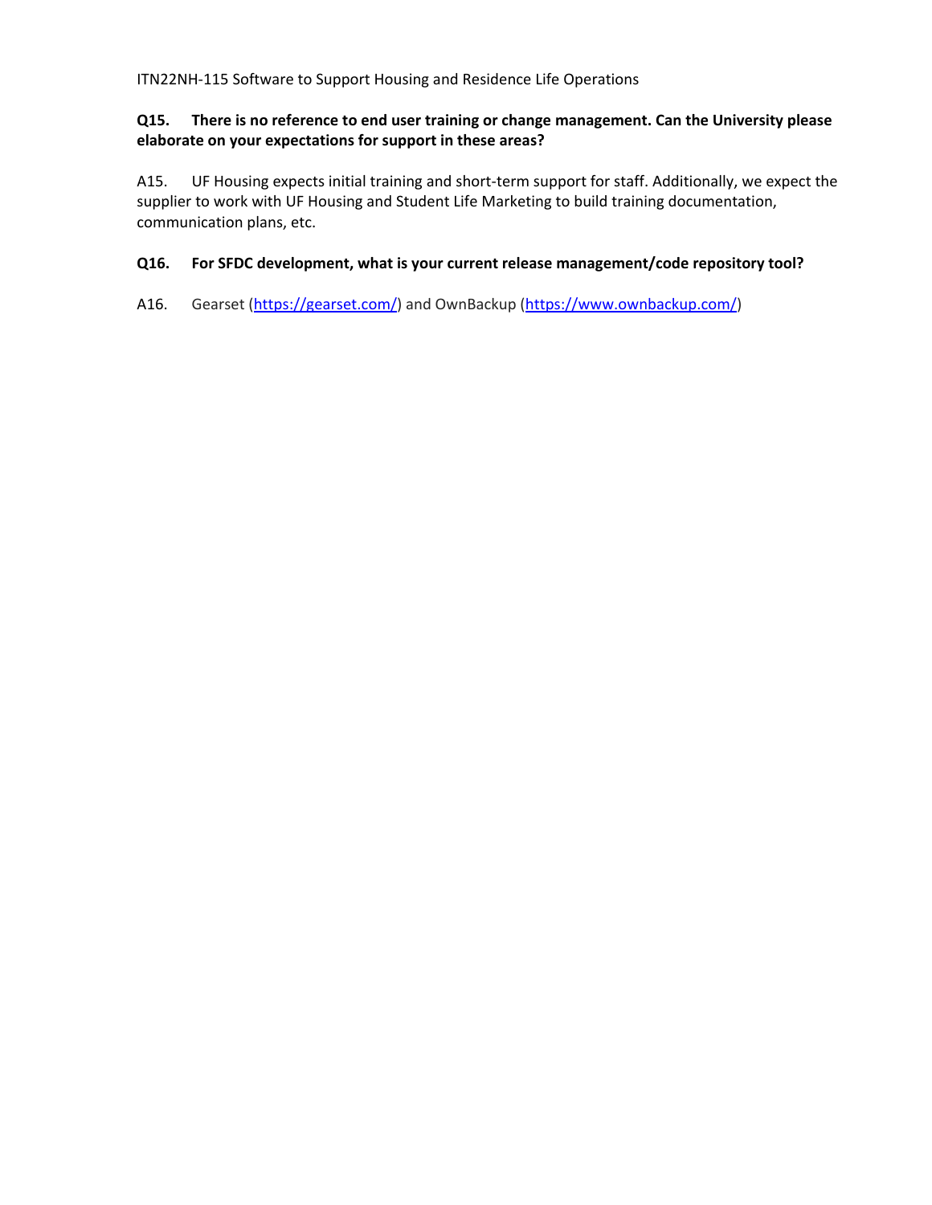**Q15. There is no reference to end user training or change management. Can the University please elaborate on your expectations for support in these areas?**

A15. UF Housing expects initial training and short-term support for staff. Additionally, we expect the supplier to work with UF Housing and Student Life Marketing to build training documentation, communication plans, etc.

**Q16. For SFDC development, what is your current release management/code repository tool?**

A16. Gearset (https://gearset.com/) and OwnBackup (https://www.ownbackup.com/)